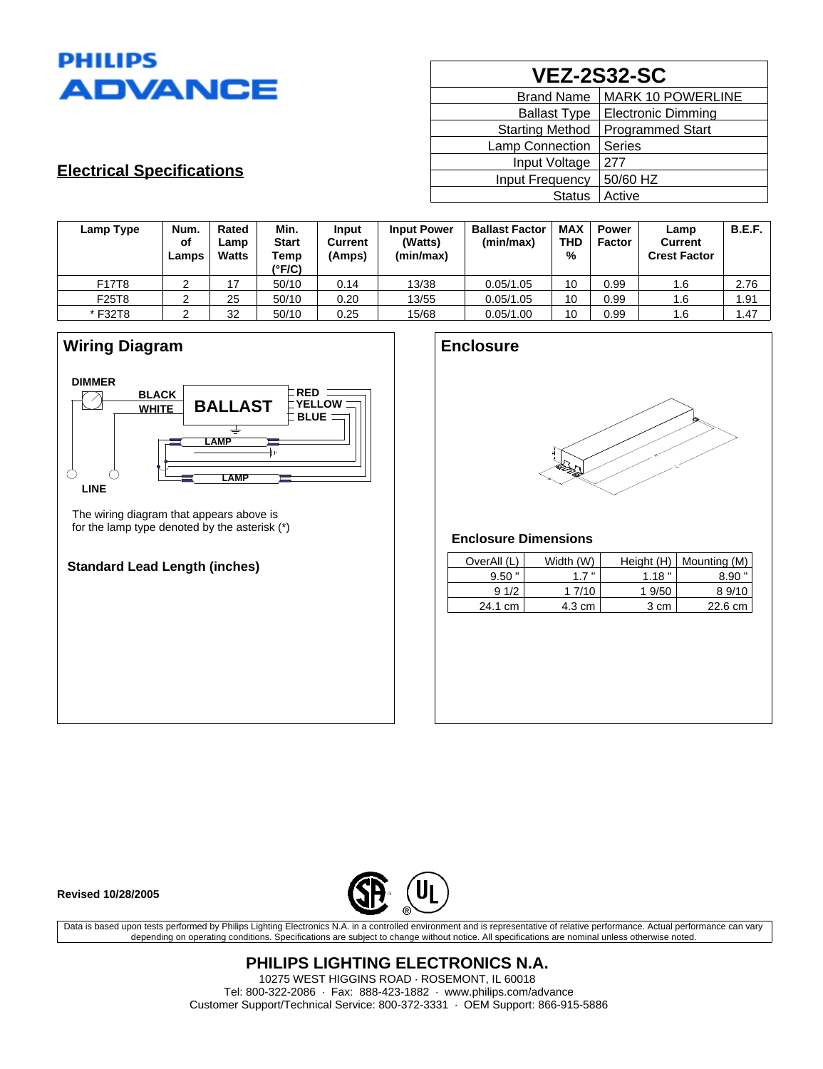PHILIPS ADVANCE

# VEZ-2S32-SC

| | |
|---|---|
| Brand Name | MARK 10 POWERLINE |
| Ballast Type | Electronic Dimming |
| Starting Method | Programmed Start |
| Lamp Connection | Series |
| Input Voltage | 277 |
| Input Frequency | 50/60 HZ |
| Status | Active |

## Electrical Specifications

| Lamp Type | Num. of Lamps | Rated Lamp Watts | Min. Start Temp (°F/C) | Input Current (Amps) | Input Power (Watts) (min/max) | Ballast Factor (min/max) | MAX THD % | Power Factor | Lamp Current Crest Factor | B.E.F. |
|---|---|---|---|---|---|---|---|---|---|---|
| F17T8 | 2 | 17 | 50/10 | 0.14 | 13/38 | 0.05/1.05 | 10 | 0.99 | 1.6 | 2.76 |
| F25T8 | 2 | 25 | 50/10 | 0.20 | 13/55 | 0.05/1.05 | 10 | 0.99 | 1.6 | 1.91 |
| * F32T8 | 2 | 32 | 50/10 | 0.25 | 15/68 | 0.05/1.00 | 10 | 0.99 | 1.6 | 1.47 |

## Wiring Diagram

DIMMER, BLACK, WHITE, BALLAST, RED, YELLOW, BLUE, LAMP, LAMP, LINE

The wiring diagram that appears above is for the lamp type denoted by the asterisk (*)

### Standard Lead Length (inches)

## Enclosure

### Enclosure Dimensions

| OverAll (L) | Width (W) | Height (H) | Mounting (M) |
|---|---|---|---|
| 9.50 " | 1.7 " | 1.18 " | 8.90 " |
| 9 1/2 | 1 7/10 | 1 9/50 | 8 9/10 |
| 24.1 cm | 4.3 cm | 3 cm | 22.6 cm |

**Revised 10/28/2005**

Data is based upon tests performed by Philips Lighting Electronics N.A. in a controlled environment and is representative of relative performance. Actual performance can vary depending on operating conditions. Specifications are subject to change without notice. All specifications are nominal unless otherwise noted.

**PHILIPS LIGHTING ELECTRONICS N.A.**

10275 WEST HIGGINS ROAD · ROSEMONT, IL 60018

Tel: 800-322-2086 · Fax: 888-423-1882 · www.philips.com/advance

Customer Support/Technical Service: 800-372-3331 · OEM Support: 866-915-5886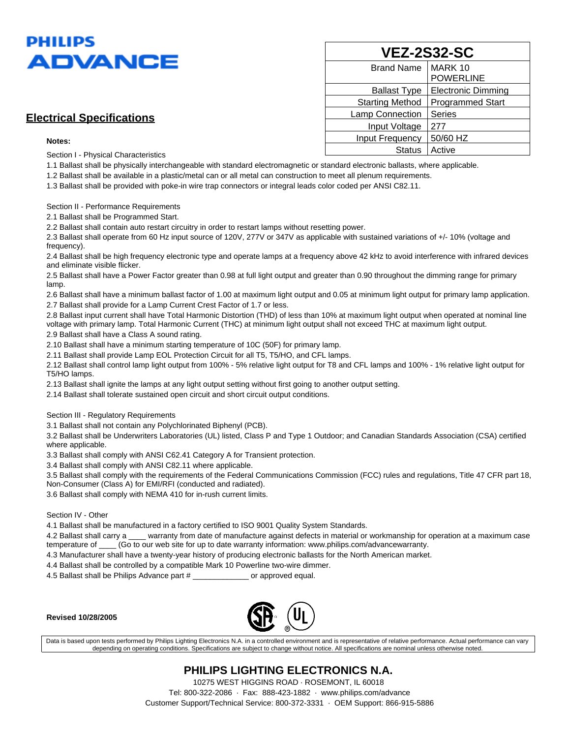**PHILIPS ADVANCE**

| VEZ-2S32-SC | |
|---|---|
| Brand Name | MARK 10 POWERLINE |
| Ballast Type | Electronic Dimming |
| Starting Method | Programmed Start |
| Lamp Connection | Series |
| Input Voltage | 277 |
| Input Frequency | 50/60 HZ |
| Status | Active |

## Electrical Specifications

**Notes:**

Section I - Physical Characteristics

1.1 Ballast shall be physically interchangeable with standard electromagnetic or standard electronic ballasts, where applicable.

1.2 Ballast shall be available in a plastic/metal can or all metal can construction to meet all plenum requirements.

1.3 Ballast shall be provided with poke-in wire trap connectors or integral leads color coded per ANSI C82.11.

Section II - Performance Requirements

2.1 Ballast shall be Programmed Start.

2.2 Ballast shall contain auto restart circuitry in order to restart lamps without resetting power.

2.3 Ballast shall operate from 60 Hz input source of 120V, 277V or 347V as applicable with sustained variations of +/- 10% (voltage and frequency).

2.4 Ballast shall be high frequency electronic type and operate lamps at a frequency above 42 kHz to avoid interference with infrared devices and eliminate visible flicker.

2.5 Ballast shall have a Power Factor greater than 0.98 at full light output and greater than 0.90 throughout the dimming range for primary lamp.

2.6 Ballast shall have a minimum ballast factor of 1.00 at maximum light output and 0.05 at minimum light output for primary lamp application.

2.7 Ballast shall provide for a Lamp Current Crest Factor of 1.7 or less.

2.8 Ballast input current shall have Total Harmonic Distortion (THD) of less than 10% at maximum light output when operated at nominal line voltage with primary lamp. Total Harmonic Current (THC) at minimum light output shall not exceed THC at maximum light output.

2.9 Ballast shall have a Class A sound rating.

2.10 Ballast shall have a minimum starting temperature of 10C (50F) for primary lamp.

2.11 Ballast shall provide Lamp EOL Protection Circuit for all T5, T5/HO, and CFL lamps.

2.12 Ballast shall control lamp light output from 100% - 5% relative light output for T8 and CFL lamps and 100% - 1% relative light output for T5/HO lamps.

2.13 Ballast shall ignite the lamps at any light output setting without first going to another output setting.

2.14 Ballast shall tolerate sustained open circuit and short circuit output conditions.

Section III - Regulatory Requirements

3.1 Ballast shall not contain any Polychlorinated Biphenyl (PCB).

3.2 Ballast shall be Underwriters Laboratories (UL) listed, Class P and Type 1 Outdoor; and Canadian Standards Association (CSA) certified where applicable.

3.3 Ballast shall comply with ANSI C62.41 Category A for Transient protection.

3.4 Ballast shall comply with ANSI C82.11 where applicable.

3.5 Ballast shall comply with the requirements of the Federal Communications Commission (FCC) rules and regulations, Title 47 CFR part 18, Non-Consumer (Class A) for EMI/RFI (conducted and radiated).

3.6 Ballast shall comply with NEMA 410 for in-rush current limits.

Section IV - Other

4.1 Ballast shall be manufactured in a factory certified to ISO 9001 Quality System Standards.

4.2 Ballast shall carry a ____ warranty from date of manufacture against defects in material or workmanship for operation at a maximum case temperature of ____ (Go to our web site for up to date warranty information: www.philips.com/advancewarranty.

4.3 Manufacturer shall have a twenty-year history of producing electronic ballasts for the North American market.

4.4 Ballast shall be controlled by a compatible Mark 10 Powerline two-wire dimmer.

4.5 Ballast shall be Philips Advance part # _____________ or approved equal.

**Revised 10/28/2005**

Data is based upon tests performed by Philips Lighting Electronics N.A. in a controlled environment and is representative of relative performance. Actual performance can vary depending on operating conditions. Specifications are subject to change without notice. All specifications are nominal unless otherwise noted.

**PHILIPS LIGHTING ELECTRONICS N.A.**

10275 WEST HIGGINS ROAD · ROSEMONT, IL 60018

Tel: 800-322-2086 · Fax: 888-423-1882 · www.philips.com/advance

Customer Support/Technical Service: 800-372-3331 · OEM Support: 866-915-5886